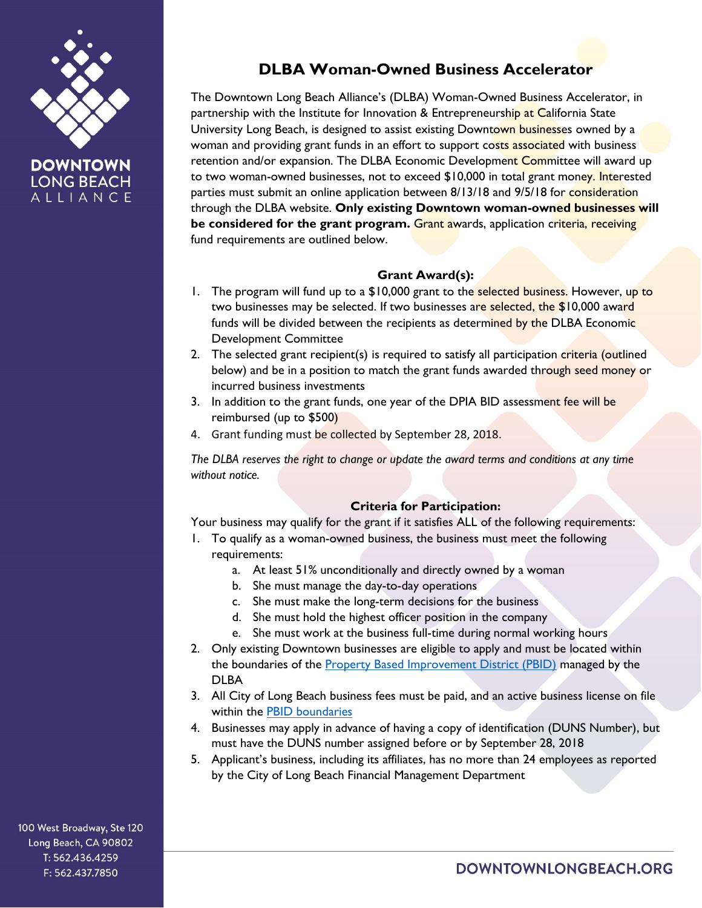# DLBA Woman-Owned Business Accelerator

The Downtown Long Beach Alliance's (DLBA) Woman-Owned Business Accelerator, in partnership with the Institute for Innovation & Entrepreneurship at California State University Long Beach, is designed to assist existing Downtown businesses owned by a woman and providing grant funds in an effort to support costs associated with business retention and/or expansion. The DLBA Economic Development Committee will award up to two woman-owned businesses, not to exceed $10,000 in total grant money. Interested parties must submit an online application between 8/13/18 and 9/5/18 for consideration through the DLBA website. **Only existing Downtown woman-owned businesses will be considered for the grant program.** Grant awards, application criteria, receiving fund requirements are outlined below.

### Grant Award(s):

1. The program will fund up to a $10,000 grant to the selected business. However, up to two businesses may be selected. If two businesses are selected, the $10,000 award funds will be divided between the recipients as determined by the DLBA Economic Development Committee
2. The selected grant recipient(s) is required to satisfy all participation criteria (outlined below) and be in a position to match the grant funds awarded through seed money or incurred business investments
3. In addition to the grant funds, one year of the DPIA BID assessment fee will be reimbursed (up to $500)
4. Grant funding must be collected by September 28, 2018.

*The DLBA reserves the right to change or update the award terms and conditions at any time without notice.*

### Criteria for Participation:

Your business may qualify for the grant if it satisfies ALL of the following requirements:

1. To qualify as a woman-owned business, the business must meet the following requirements:
   a. At least 51% unconditionally and directly owned by a woman
   b. She must manage the day-to-day operations
   c. She must make the long-term decisions for the business
   d. She must hold the highest officer position in the company
   e. She must work at the business full-time during normal working hours
2. Only existing Downtown businesses are eligible to apply and must be located within the boundaries of the Property Based Improvement District (PBID) managed by the DLBA
3. All City of Long Beach business fees must be paid, and an active business license on file within the PBID boundaries
4. Businesses may apply in advance of having a copy of identification (DUNS Number), but must have the DUNS number assigned before or by September 28, 2018
5. Applicant's business, including its affiliates, has no more than 24 employees as reported by the City of Long Beach Financial Management Department

DOWNTOWN LONG BEACH ALLIANCE

100 West Broadway, Ste 120
Long Beach, CA 90802
T: 562.436.4259
F: 562.437.7850

DOWNTOWNLONGBEACH.ORG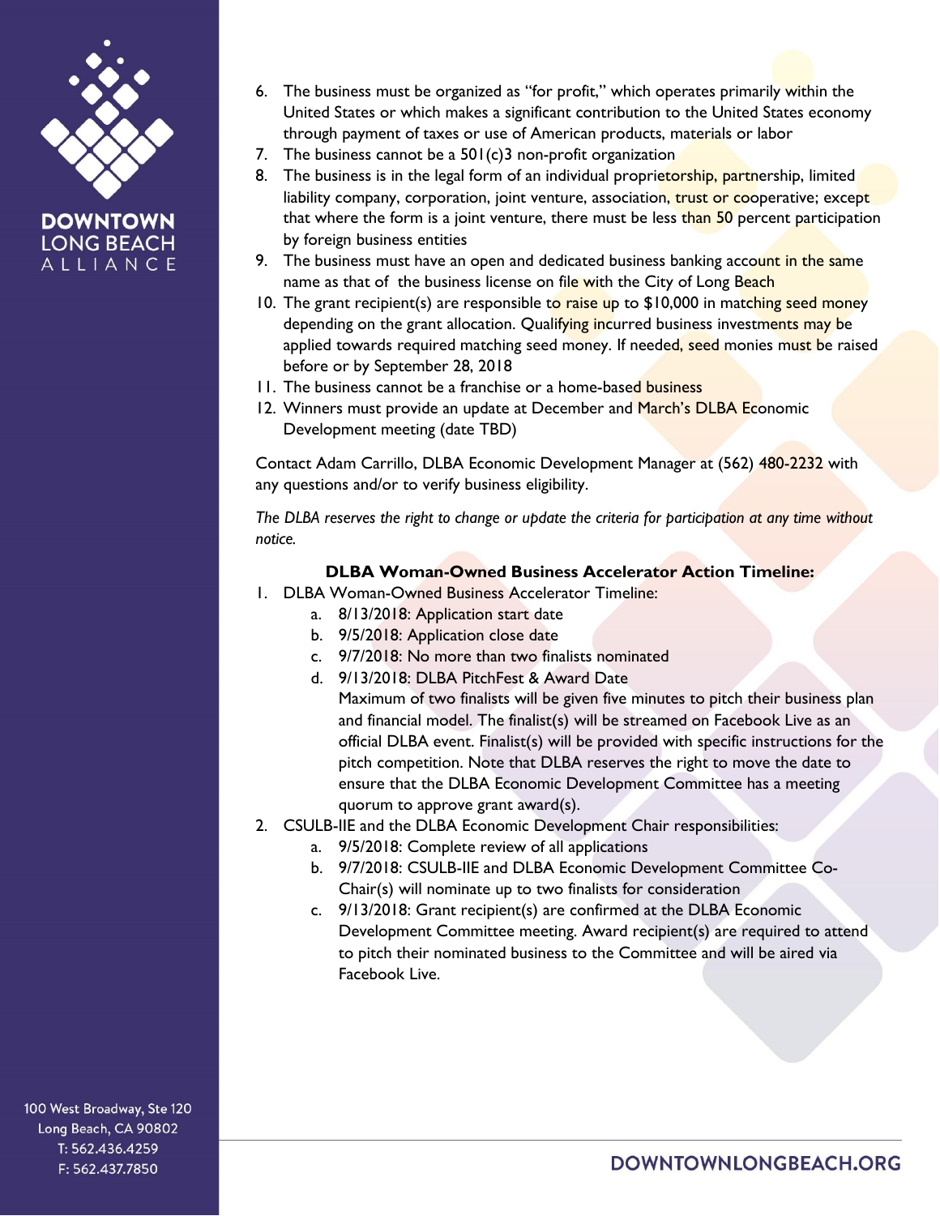6. The business must be organized as "for profit," which operates primarily within the United States or which makes a significant contribution to the United States economy through payment of taxes or use of American products, materials or labor
7. The business cannot be a 501(c)3 non-profit organization
8. The business is in the legal form of an individual proprietorship, partnership, limited liability company, corporation, joint venture, association, trust or cooperative; except that where the form is a joint venture, there must be less than 50 percent participation by foreign business entities
9. The business must have an open and dedicated business banking account in the same name as that of the business license on file with the City of Long Beach
10. The grant recipient(s) are responsible to raise up to $10,000 in matching seed money depending on the grant allocation. Qualifying incurred business investments may be applied towards required matching seed money. If needed, seed monies must be raised before or by September 28, 2018
11. The business cannot be a franchise or a home-based business
12. Winners must provide an update at December and March's DLBA Economic Development meeting (date TBD)

Contact Adam Carrillo, DLBA Economic Development Manager at (562) 480-2232 with any questions and/or to verify business eligibility.

*The DLBA reserves the right to change or update the criteria for participation at any time without notice.*

**DLBA Woman-Owned Business Accelerator Action Timeline:**

1. DLBA Woman-Owned Business Accelerator Timeline:
   a. 8/13/2018: Application start date
   b. 9/5/2018: Application close date
   c. 9/7/2018: No more than two finalists nominated
   d. 9/13/2018: DLBA PitchFest & Award Date
      Maximum of two finalists will be given five minutes to pitch their business plan and financial model. The finalist(s) will be streamed on Facebook Live as an official DLBA event. Finalist(s) will be provided with specific instructions for the pitch competition. Note that DLBA reserves the right to move the date to ensure that the DLBA Economic Development Committee has a meeting quorum to approve grant award(s).
2. CSULB-IIE and the DLBA Economic Development Chair responsibilities:
   a. 9/5/2018: Complete review of all applications
   b. 9/7/2018: CSULB-IIE and DLBA Economic Development Committee Co-Chair(s) will nominate up to two finalists for consideration
   c. 9/13/2018: Grant recipient(s) are confirmed at the DLBA Economic Development Committee meeting. Award recipient(s) are required to attend to pitch their nominated business to the Committee and will be aired via Facebook Live.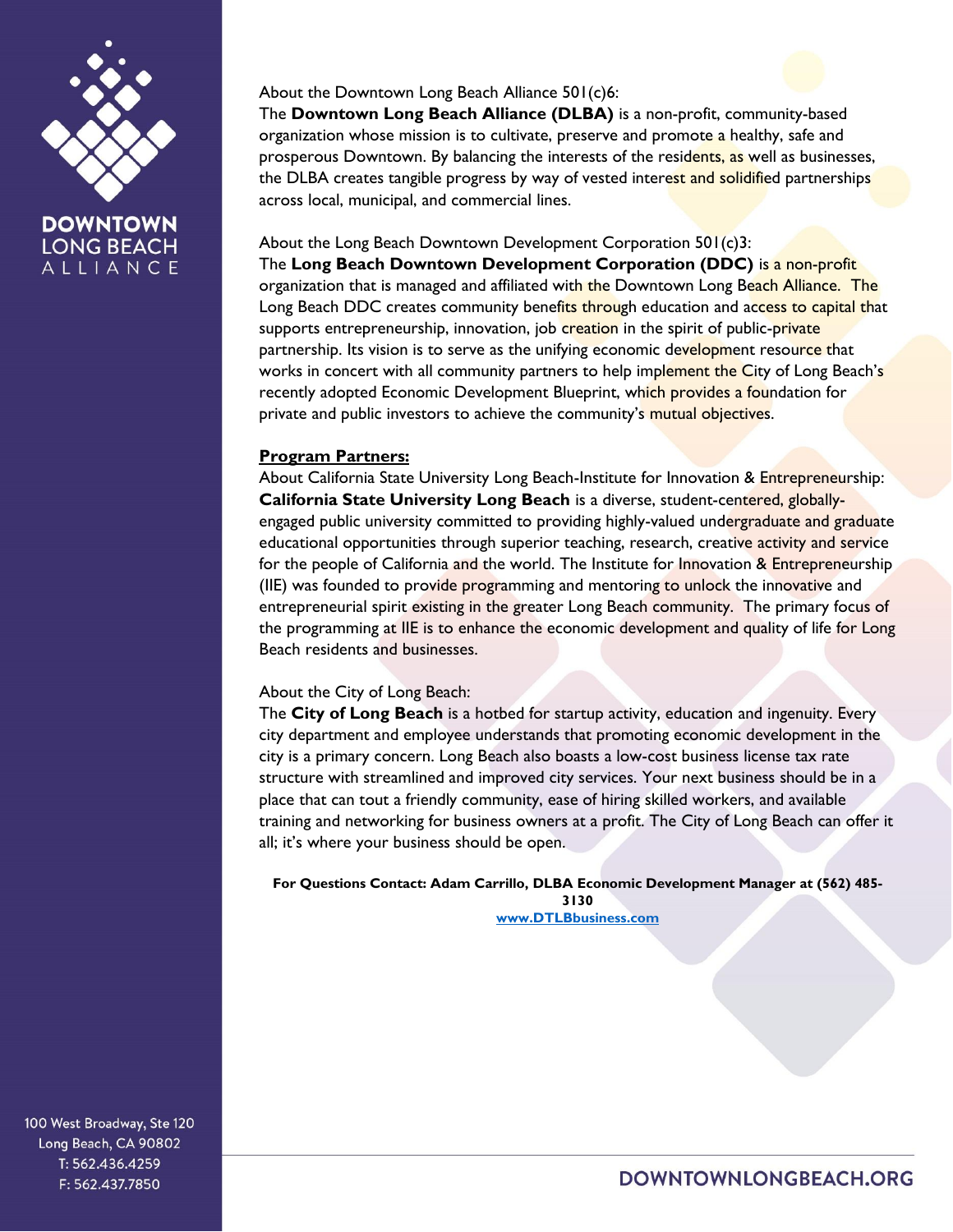About the Downtown Long Beach Alliance 501(c)6:
The **Downtown Long Beach Alliance (DLBA)** is a non-profit, community-based organization whose mission is to cultivate, preserve and promote a healthy, safe and prosperous Downtown. By balancing the interests of the residents, as well as businesses, the DLBA creates tangible progress by way of vested interest and solidified partnerships across local, municipal, and commercial lines.

About the Long Beach Downtown Development Corporation 501(c)3:
The **Long Beach Downtown Development Corporation (DDC)** is a non-profit organization that is managed and affiliated with the Downtown Long Beach Alliance. The Long Beach DDC creates community benefits through education and access to capital that supports entrepreneurship, innovation, job creation in the spirit of public-private partnership. Its vision is to serve as the unifying economic development resource that works in concert with all community partners to help implement the City of Long Beach's recently adopted Economic Development Blueprint, which provides a foundation for private and public investors to achieve the community's mutual objectives.

**<u>Program Partners:</u>**
About California State University Long Beach-Institute for Innovation & Entrepreneurship:
**California State University Long Beach** is a diverse, student-centered, globally-engaged public university committed to providing highly-valued undergraduate and graduate educational opportunities through superior teaching, research, creative activity and service for the people of California and the world. The Institute for Innovation & Entrepreneurship (IIE) was founded to provide programming and mentoring to unlock the innovative and entrepreneurial spirit existing in the greater Long Beach community. The primary focus of the programming at IIE is to enhance the economic development and quality of life for Long Beach residents and businesses.

About the City of Long Beach:
The **City of Long Beach** is a hotbed for startup activity, education and ingenuity. Every city department and employee understands that promoting economic development in the city is a primary concern. Long Beach also boasts a low-cost business license tax rate structure with streamlined and improved city services. Your next business should be in a place that can tout a friendly community, ease of hiring skilled workers, and available training and networking for business owners at a profit. The City of Long Beach can offer it all; it's where your business should be open.

**For Questions Contact: Adam Carrillo, DLBA Economic Development Manager at (562) 485-3130**
**[www.DTLBbusiness.com](http://www.DTLBbusiness.com)**

DOWNTOWN LONG BEACH ALLIANCE

100 West Broadway, Ste 120
Long Beach, CA 90802
T: 562.436.4259
F: 562.437.7850

DOWNTOWNLONGBEACH.ORG